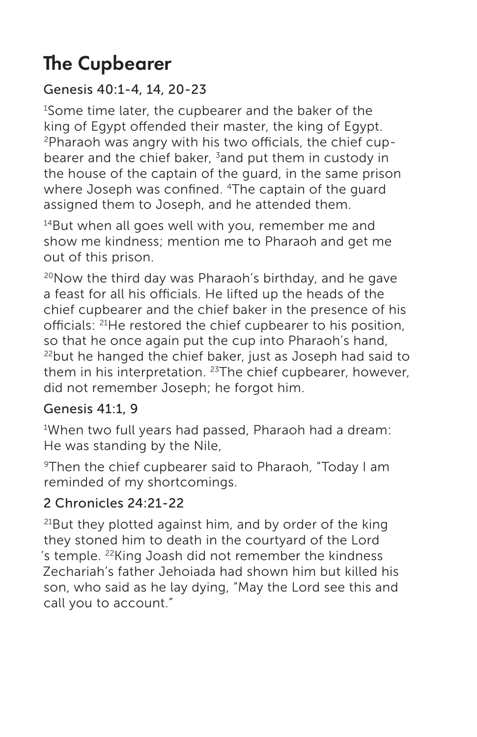# The Cupbearer

### Genesis 40:1-4, 14, 20-23

[1]Some time later, the cupbearer and the baker of the king of Egypt offended their master, the king of Egypt. [2]Pharaoh was angry with his two officials, the chief cup-bearer and the chief baker, [3]and put them in custody in the house of the captain of the guard, in the same prison where Joseph was confined. [4]The captain of the guard assigned them to Joseph, and he attended them.

[14]But when all goes well with you, remember me and show me kindness; mention me to Pharaoh and get me out of this prison.

[20]Now the third day was Pharaoh's birthday, and he gave a feast for all his officials. He lifted up the heads of the chief cupbearer and the chief baker in the presence of his officials: [21]He restored the chief cupbearer to his position, so that he once again put the cup into Pharaoh's hand, [22]but he hanged the chief baker, just as Joseph had said to them in his interpretation. [23]The chief cupbearer, however, did not remember Joseph; he forgot him.

### Genesis 41:1, 9

[1]When two full years had passed, Pharaoh had a dream: He was standing by the Nile,

[9]Then the chief cupbearer said to Pharaoh, "Today I am reminded of my shortcomings.

### 2 Chronicles 24:21-22

[21]But they plotted against him, and by order of the king they stoned him to death in the courtyard of the Lord 's temple. [22]King Joash did not remember the kindness Zechariah's father Jehoiada had shown him but killed his son, who said as he lay dying, "May the Lord see this and call you to account."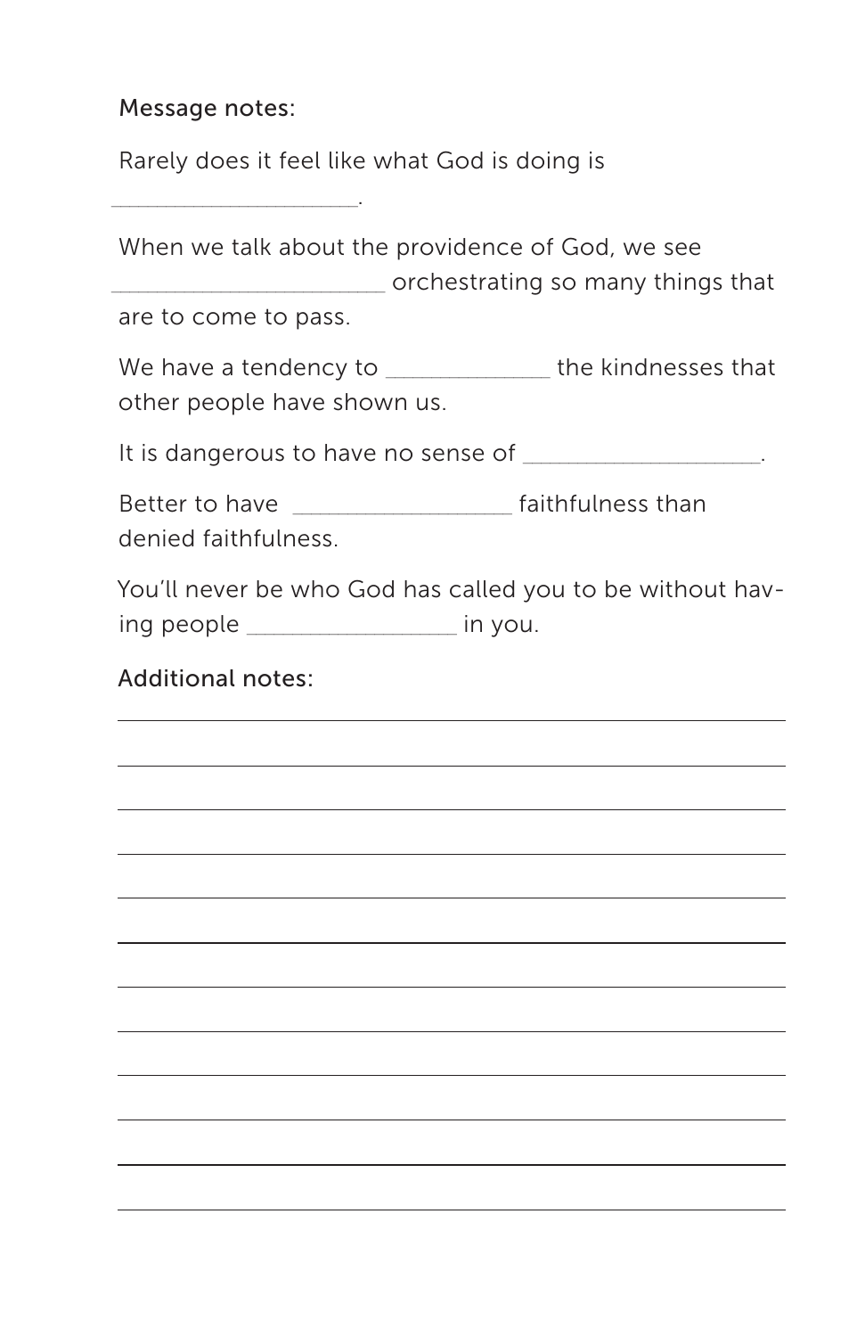Message notes:

Rarely does it feel like what God is doing is ___________________.

When we talk about the providence of God, we see ______________________ orchestrating so many things that are to come to pass.

We have a tendency to _____________ the kindnesses that other people have shown us.

It is dangerous to have no sense of ___________________.

Better to have __________________ faithfulness than denied faithfulness.

You'll never be who God has called you to be without having people _________________ in you.

Additional notes:

_______________________________________________

_______________________________________________

_______________________________________________

_______________________________________________

_______________________________________________

_______________________________________________

_______________________________________________

_______________________________________________

_______________________________________________

_______________________________________________

_______________________________________________

_______________________________________________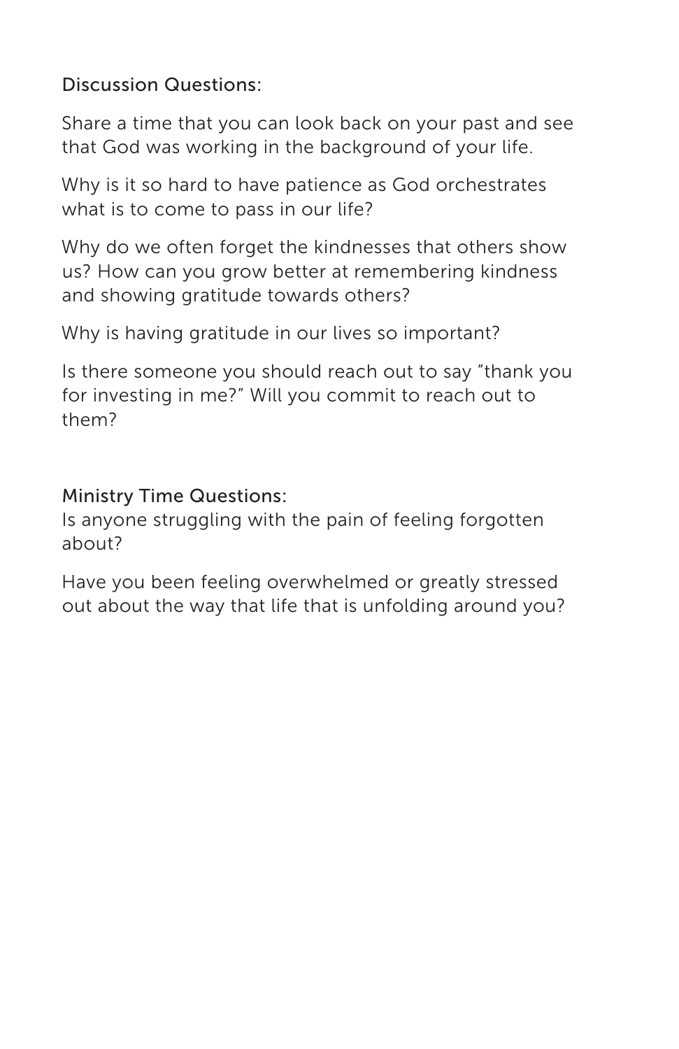Discussion Questions:

Share a time that you can look back on your past and see that God was working in the background of your life.

Why is it so hard to have patience as God orchestrates what is to come to pass in our life?

Why do we often forget the kindnesses that others show us? How can you grow better at remembering kindness and showing gratitude towards others?

Why is having gratitude in our lives so important?

Is there someone you should reach out to say "thank you for investing in me?" Will you commit to reach out to them?

Ministry Time Questions:

Is anyone struggling with the pain of feeling forgotten about?

Have you been feeling overwhelmed or greatly stressed out about the way that life that is unfolding around you?